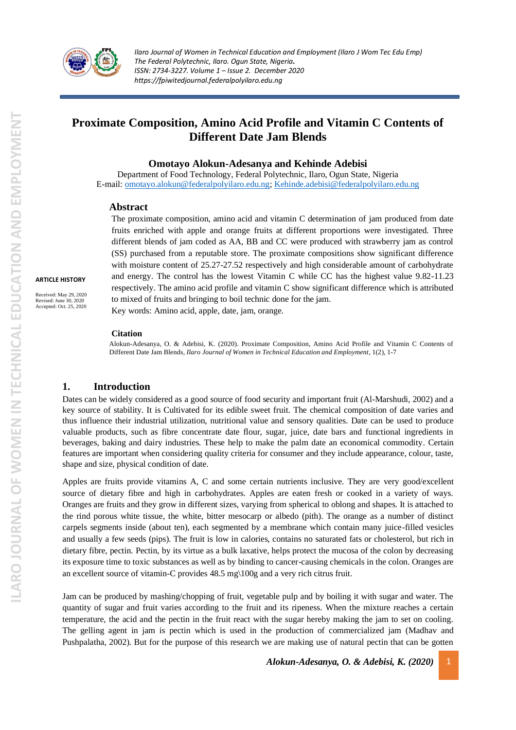# Proximate Composition, Amino Acid Profile and Vitamin C Contents of Different Date Jam Blends

**Omotayo Alokun-Adesanya and Kehinde Adebisi**

Department of Food Technology, Federal Polytechnic, Ilaro, Ogun State, Nigeria

E-mail: omotayo.alokun@federalpolyilaro.edu.ng; Kehinde.adebisi@federalpolyilaro.edu.ng

**ARTICLE HISTORY**

Received: May 29, 2020
Revised: June 30, 2020
Accepted: Oct. 25, 2020

## Abstract

The proximate composition, amino acid and vitamin C determination of jam produced from date fruits enriched with apple and orange fruits at different proportions were investigated. Three different blends of jam coded as AA, BB and CC were produced with strawberry jam as control (SS) purchased from a reputable store. The proximate compositions show significant difference with moisture content of 25.27-27.52 respectively and high considerable amount of carbohydrate and energy. The control has the lowest Vitamin C while CC has the highest value 9.82-11.23 respectively. The amino acid profile and vitamin C show significant difference which is attributed to mixed of fruits and bringing to boil technic done for the jam.

Key words: Amino acid, apple, date, jam, orange.

### Citation

Alokun-Adesanya, O. & Adebisi, K. (2020). Proximate Composition, Amino Acid Profile and Vitamin C Contents of Different Date Jam Blends, *Ilaro Journal of Women in Technical Education and Employment*, 1(2), 1-7

## 1. Introduction

Dates can be widely considered as a good source of food security and important fruit (Al-Marshudi, 2002) and a key source of stability. It is Cultivated for its edible sweet fruit. The chemical composition of date varies and thus influence their industrial utilization, nutritional value and sensory qualities. Date can be used to produce valuable products, such as fibre concentrate date flour, sugar, juice, date bars and functional ingredients in beverages, baking and dairy industries. These help to make the palm date an economical commodity. Certain features are important when considering quality criteria for consumer and they include appearance, colour, taste, shape and size, physical condition of date.

Apples are fruits provide vitamins A, C and some certain nutrients inclusive. They are very good/excellent source of dietary fibre and high in carbohydrates. Apples are eaten fresh or cooked in a variety of ways. Oranges are fruits and they grow in different sizes, varying from spherical to oblong and shapes. It is attached to the rind porous white tissue, the white, bitter mesocarp or albedo (pith). The orange as a number of distinct carpels segments inside (about ten), each segmented by a membrane which contain many juice-filled vesicles and usually a few seeds (pips). The fruit is low in calories, contains no saturated fats or cholesterol, but rich in dietary fibre, pectin. Pectin, by its virtue as a bulk laxative, helps protect the mucosa of the colon by decreasing its exposure time to toxic substances as well as by binding to cancer-causing chemicals in the colon. Oranges are an excellent source of vitamin-C provides 48.5 mg\100g and a very rich citrus fruit.

Jam can be produced by mashing/chopping of fruit, vegetable pulp and by boiling it with sugar and water. The quantity of sugar and fruit varies according to the fruit and its ripeness. When the mixture reaches a certain temperature, the acid and the pectin in the fruit react with the sugar hereby making the jam to set on cooling. The gelling agent in jam is pectin which is used in the production of commercialized jam (Madhav and Pushpalatha, 2002). But for the purpose of this research we are making use of natural pectin that can be gotten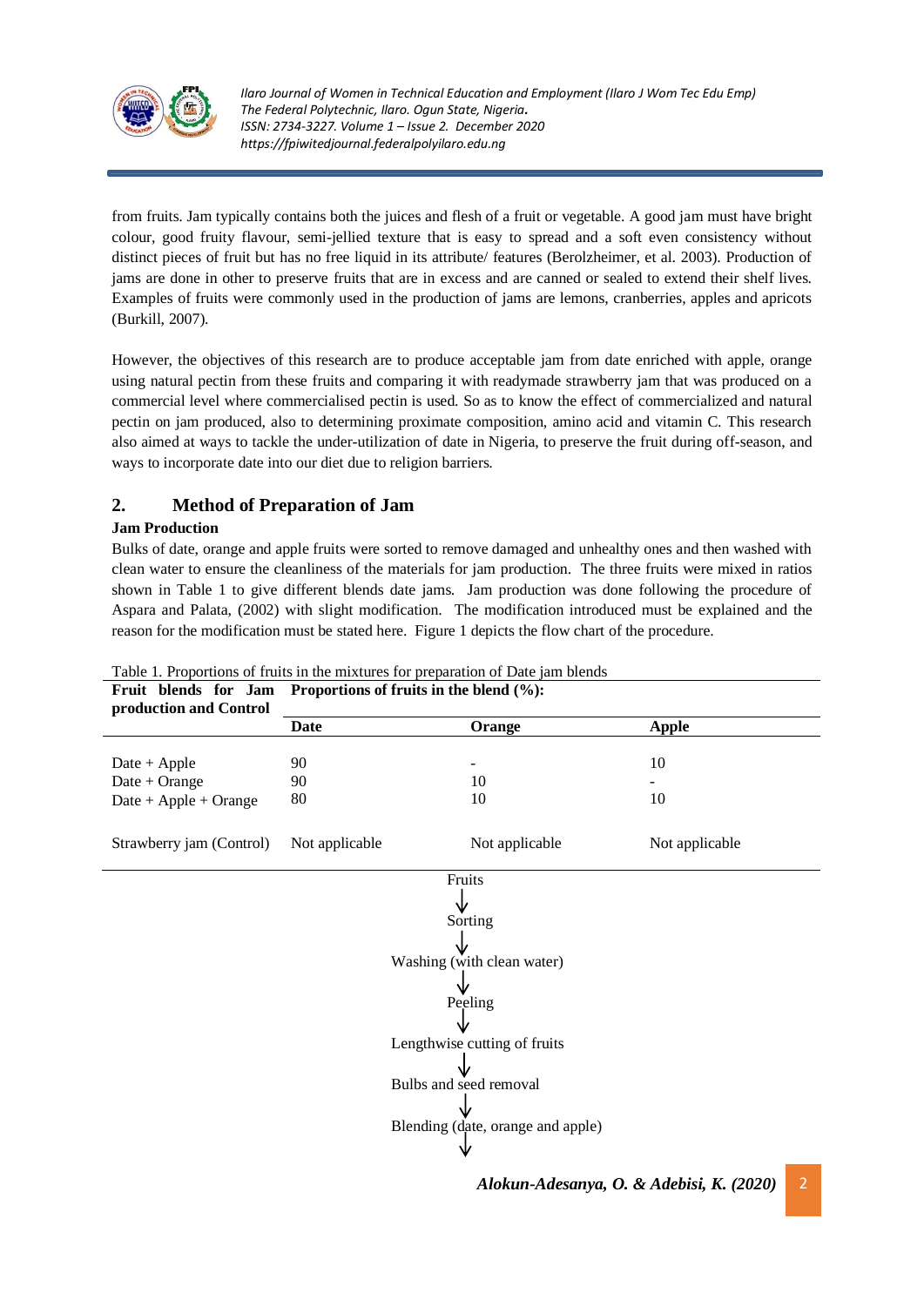from fruits. Jam typically contains both the juices and flesh of a fruit or vegetable. A good jam must have bright colour, good fruity flavour, semi-jellied texture that is easy to spread and a soft even consistency without distinct pieces of fruit but has no free liquid in its attribute/ features (Berolzheimer, et al. 2003). Production of jams are done in other to preserve fruits that are in excess and are canned or sealed to extend their shelf lives. Examples of fruits were commonly used in the production of jams are lemons, cranberries, apples and apricots (Burkill, 2007).

However, the objectives of this research are to produce acceptable jam from date enriched with apple, orange using natural pectin from these fruits and comparing it with readymade strawberry jam that was produced on a commercial level where commercialised pectin is used. So as to know the effect of commercialized and natural pectin on jam produced, also to determining proximate composition, amino acid and vitamin C. This research also aimed at ways to tackle the under-utilization of date in Nigeria, to preserve the fruit during off-season, and ways to incorporate date into our diet due to religion barriers.

## 2. Method of Preparation of Jam

### Jam Production

Bulks of date, orange and apple fruits were sorted to remove damaged and unhealthy ones and then washed with clean water to ensure the cleanliness of the materials for jam production. The three fruits were mixed in ratios shown in Table 1 to give different blends date jams. Jam production was done following the procedure of Aspara and Palata, (2002) with slight modification. The modification introduced must be explained and the reason for the modification must be stated here. Figure 1 depicts the flow chart of the procedure.

Table 1. Proportions of fruits in the mixtures for preparation of Date jam blends

| **Fruit blends for Jam production and Control** | **Proportions of fruits in the blend (%):** | | |
|---|---|---|---|
| | **Date** | **Orange** | **Apple** |
| Date + Apple | 90 | - | 10 |
| Date + Orange | 90 | 10 | - |
| Date + Apple + Orange | 80 | 10 | 10 |
| Strawberry jam (Control) | Not applicable | Not applicable | Not applicable |

Fruits
↓
Sorting
↓
Washing (with clean water)
↓
Peeling
↓
Lengthwise cutting of fruits
↓
Bulbs and seed removal
↓
Blending (date, orange and apple)
↓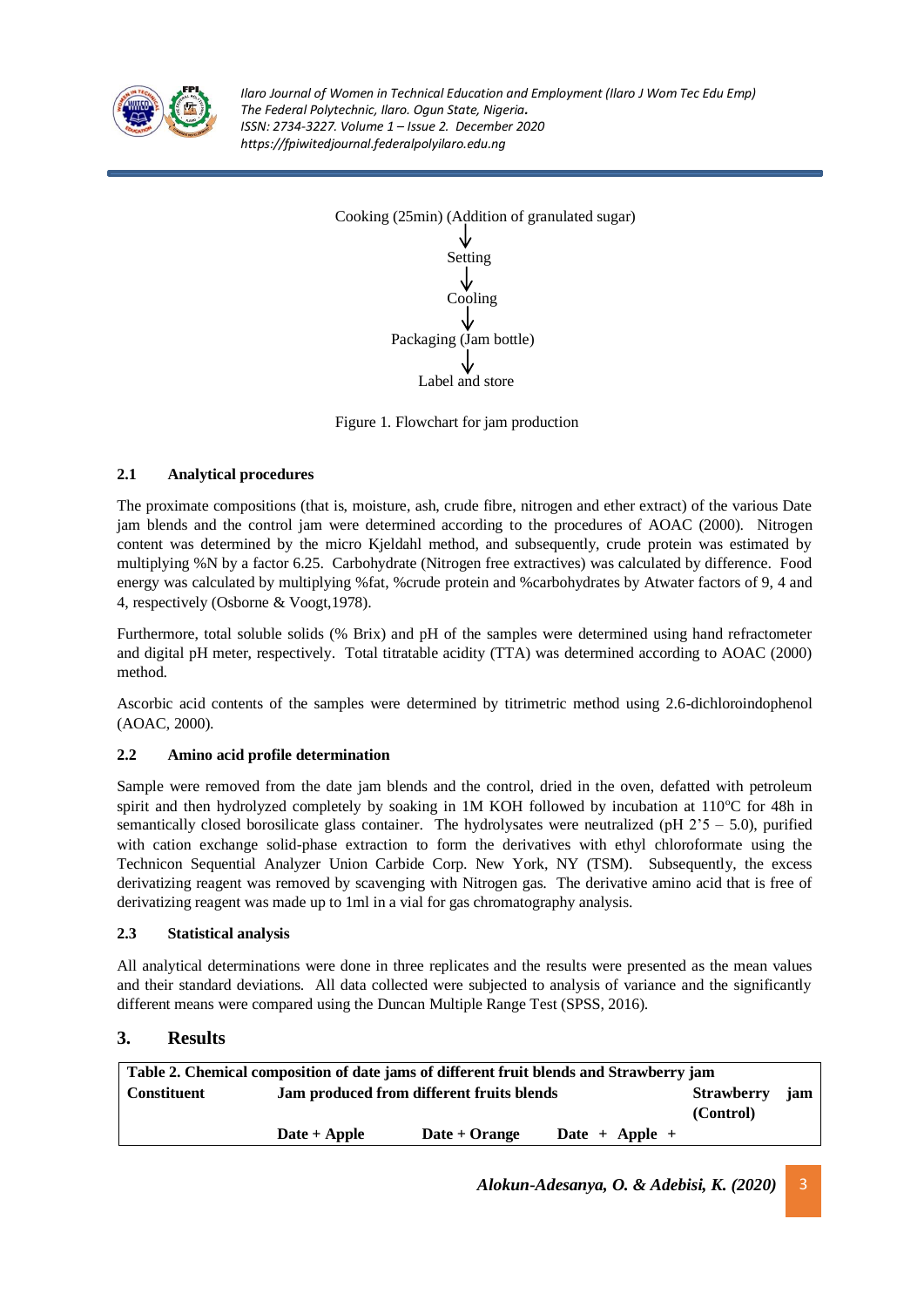Cooking (25min) (Addition of granulated sugar)

↓

Setting

↓

Cooling

↓

Packaging (Jam bottle)

↓

Label and store

Figure 1. Flowchart for jam production

### 2.1 Analytical procedures

The proximate compositions (that is, moisture, ash, crude fibre, nitrogen and ether extract) of the various Date jam blends and the control jam were determined according to the procedures of AOAC (2000). Nitrogen content was determined by the micro Kjeldahl method, and subsequently, crude protein was estimated by multiplying %N by a factor 6.25. Carbohydrate (Nitrogen free extractives) was calculated by difference. Food energy was calculated by multiplying %fat, %crude protein and %carbohydrates by Atwater factors of 9, 4 and 4, respectively (Osborne & Voogt,1978).

Furthermore, total soluble solids (% Brix) and pH of the samples were determined using hand refractometer and digital pH meter, respectively. Total titratable acidity (TTA) was determined according to AOAC (2000) method.

Ascorbic acid contents of the samples were determined by titrimetric method using 2.6-dichloroindophenol (AOAC, 2000).

### 2.2 Amino acid profile determination

Sample were removed from the date jam blends and the control, dried in the oven, defatted with petroleum spirit and then hydrolyzed completely by soaking in 1M KOH followed by incubation at 110°C for 48h in semantically closed borosilicate glass container. The hydrolysates were neutralized (pH 2'5 – 5.0), purified with cation exchange solid-phase extraction to form the derivatives with ethyl chloroformate using the Technicon Sequential Analyzer Union Carbide Corp. New York, NY (TSM). Subsequently, the excess derivatizing reagent was removed by scavenging with Nitrogen gas. The derivative amino acid that is free of derivatizing reagent was made up to 1ml in a vial for gas chromatography analysis.

### 2.3 Statistical analysis

All analytical determinations were done in three replicates and the results were presented as the mean values and their standard deviations. All data collected were subjected to analysis of variance and the significantly different means were compared using the Duncan Multiple Range Test (SPSS, 2016).

## 3. Results

**Table 2. Chemical composition of date jams of different fruit blends and Strawberry jam**

| Constituent | Jam produced from different fruits blends | | | Strawberry jam (Control) |
|---|---|---|---|---|
| | Date + Apple | Date + Orange | Date + Apple + | |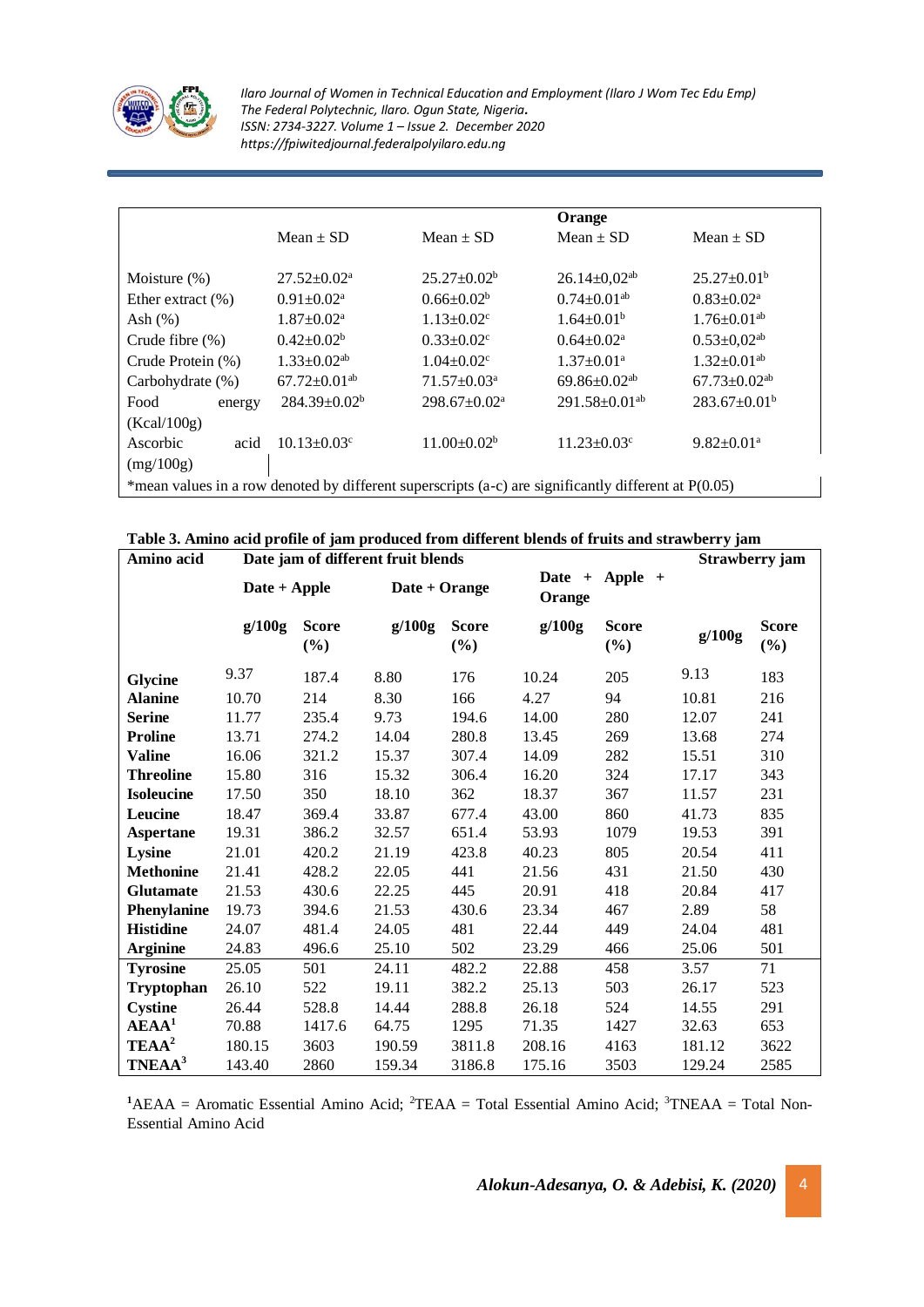| | Mean ± SD | Mean ± SD | Orange Mean ± SD | Mean ± SD |
|---|---|---|---|---|
| Moisture (%) | 27.52±0.02[a] | 25.27±0.02[b] | 26.14±0,02[ab] | 25.27±0.01[b] |
| Ether extract (%) | 0.91±0.02[a] | 0.66±0.02[b] | 0.74±0.01[ab] | 0.83±0.02[a] |
| Ash (%) | 1.87±0.02[a] | 1.13±0.02[c] | 1.64±0.01[b] | 1.76±0.01[ab] |
| Crude fibre (%) | 0.42±0.02[b] | 0.33±0.02[c] | 0.64±0.02[a] | 0.53±0,02[ab] |
| Crude Protein (%) | 1.33±0.02[ab] | 1.04±0.02[c] | 1.37±0.01[a] | 1.32±0.01[ab] |
| Carbohydrate (%) | 67.72±0.01[ab] | 71.57±0.03[a] | 69.86±0.02[ab] | 67.73±0.02[ab] |
| Food energy (Kcal/100g) | 284.39±0.02[b] | 298.67±0.02[a] | 291.58±0.01[ab] | 283.67±0.01[b] |
| Ascorbic acid (mg/100g) | 10.13±0.03[c] | 11.00±0.02[b] | 11.23±0.03[c] | 9.82±0.01[a] |

*mean values in a row denoted by different superscripts (a-c) are significantly different at P(0.05)

**Table 3. Amino acid profile of jam produced from different blends of fruits and strawberry jam**

| Amino acid | Date jam of different fruit blends | | | | | | Strawberry jam | |
|---|---|---|---|---|---|---|---|---|
| | Date + Apple | | Date + Orange | | Date + Apple + Orange | | | |
| | g/100g | Score (%) | g/100g | Score (%) | g/100g | Score (%) | g/100g | Score (%) |
| **Glycine** | 9.37 | 187.4 | 8.80 | 176 | 10.24 | 205 | 9.13 | 183 |
| **Alanine** | 10.70 | 214 | 8.30 | 166 | 4.27 | 94 | 10.81 | 216 |
| **Serine** | 11.77 | 235.4 | 9.73 | 194.6 | 14.00 | 280 | 12.07 | 241 |
| **Proline** | 13.71 | 274.2 | 14.04 | 280.8 | 13.45 | 269 | 13.68 | 274 |
| **Valine** | 16.06 | 321.2 | 15.37 | 307.4 | 14.09 | 282 | 15.51 | 310 |
| **Threoline** | 15.80 | 316 | 15.32 | 306.4 | 16.20 | 324 | 17.17 | 343 |
| **Isoleucine** | 17.50 | 350 | 18.10 | 362 | 18.37 | 367 | 11.57 | 231 |
| **Leucine** | 18.47 | 369.4 | 33.87 | 677.4 | 43.00 | 860 | 41.73 | 835 |
| **Aspertane** | 19.31 | 386.2 | 32.57 | 651.4 | 53.93 | 1079 | 19.53 | 391 |
| **Lysine** | 21.01 | 420.2 | 21.19 | 423.8 | 40.23 | 805 | 20.54 | 411 |
| **Methonine** | 21.41 | 428.2 | 22.05 | 441 | 21.56 | 431 | 21.50 | 430 |
| **Glutamate** | 21.53 | 430.6 | 22.25 | 445 | 20.91 | 418 | 20.84 | 417 |
| **Phenylanine** | 19.73 | 394.6 | 21.53 | 430.6 | 23.34 | 467 | 2.89 | 58 |
| **Histidine** | 24.07 | 481.4 | 24.05 | 481 | 22.44 | 449 | 24.04 | 481 |
| **Arginine** | 24.83 | 496.6 | 25.10 | 502 | 23.29 | 466 | 25.06 | 501 |
| **Tyrosine** | 25.05 | 501 | 24.11 | 482.2 | 22.88 | 458 | 3.57 | 71 |
| **Tryptophan** | 26.10 | 522 | 19.11 | 382.2 | 25.13 | 503 | 26.17 | 523 |
| **Cystine** | 26.44 | 528.8 | 14.44 | 288.8 | 26.18 | 524 | 14.55 | 291 |
| **AEAA[1]** | 70.88 | 1417.6 | 64.75 | 1295 | 71.35 | 1427 | 32.63 | 653 |
| **TEAA[2]** | 180.15 | 3603 | 190.59 | 3811.8 | 208.16 | 4163 | 181.12 | 3622 |
| **TNEAA[3]** | 143.40 | 2860 | 159.34 | 3186.8 | 175.16 | 3503 | 129.24 | 2585 |

[1]AEAA = Aromatic Essential Amino Acid; [2]TEAA = Total Essential Amino Acid; [3]TNEAA = Total Non-Essential Amino Acid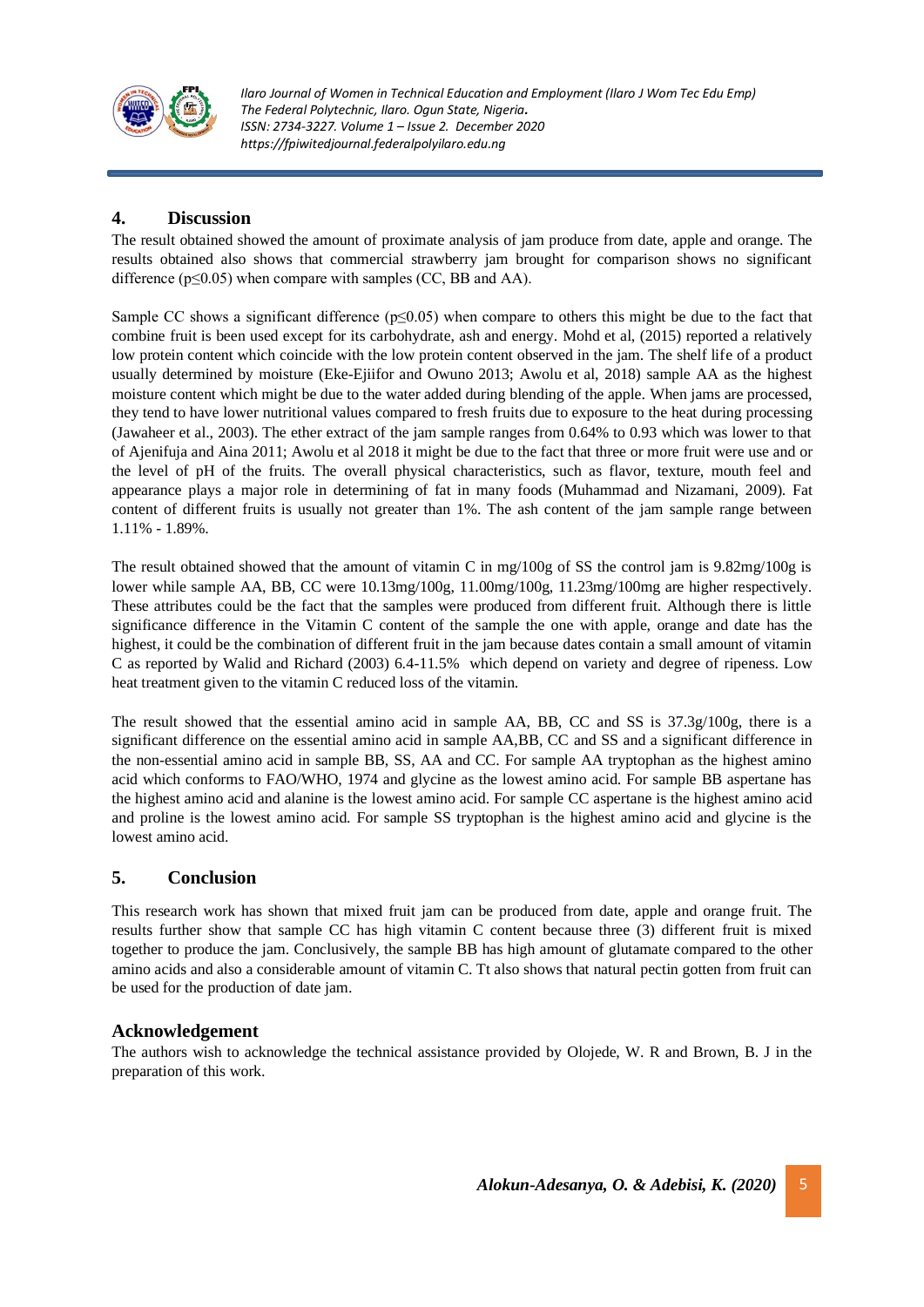## 4. Discussion

The result obtained showed the amount of proximate analysis of jam produce from date, apple and orange. The results obtained also shows that commercial strawberry jam brought for comparison shows no significant difference ($p \leq 0.05$) when compare with samples (CC, BB and AA).

Sample CC shows a significant difference ($p \leq 0.05$) when compare to others this might be due to the fact that combine fruit is been used except for its carbohydrate, ash and energy. Mohd et al, (2015) reported a relatively low protein content which coincide with the low protein content observed in the jam. The shelf life of a product usually determined by moisture (Eke-Ejiifor and Owuno 2013; Awolu et al, 2018) sample AA as the highest moisture content which might be due to the water added during blending of the apple. When jams are processed, they tend to have lower nutritional values compared to fresh fruits due to exposure to the heat during processing (Jawaheer et al., 2003). The ether extract of the jam sample ranges from 0.64% to 0.93 which was lower to that of Ajenifuja and Aina 2011; Awolu et al 2018 it might be due to the fact that three or more fruit were use and or the level of pH of the fruits. The overall physical characteristics, such as flavor, texture, mouth feel and appearance plays a major role in determining of fat in many foods (Muhammad and Nizamani, 2009). Fat content of different fruits is usually not greater than 1%. The ash content of the jam sample range between 1.11% - 1.89%.

The result obtained showed that the amount of vitamin C in mg/100g of SS the control jam is 9.82mg/100g is lower while sample AA, BB, CC were 10.13mg/100g, 11.00mg/100g, 11.23mg/100mg are higher respectively. These attributes could be the fact that the samples were produced from different fruit. Although there is little significance difference in the Vitamin C content of the sample the one with apple, orange and date has the highest, it could be the combination of different fruit in the jam because dates contain a small amount of vitamin C as reported by Walid and Richard (2003) 6.4-11.5% which depend on variety and degree of ripeness. Low heat treatment given to the vitamin C reduced loss of the vitamin.

The result showed that the essential amino acid in sample AA, BB, CC and SS is 37.3g/100g, there is a significant difference on the essential amino acid in sample AA,BB, CC and SS and a significant difference in the non-essential amino acid in sample BB, SS, AA and CC. For sample AA tryptophan as the highest amino acid which conforms to FAO/WHO, 1974 and glycine as the lowest amino acid. For sample BB aspertane has the highest amino acid and alanine is the lowest amino acid. For sample CC aspertane is the highest amino acid and proline is the lowest amino acid. For sample SS tryptophan is the highest amino acid and glycine is the lowest amino acid.

## 5. Conclusion

This research work has shown that mixed fruit jam can be produced from date, apple and orange fruit. The results further show that sample CC has high vitamin C content because three (3) different fruit is mixed together to produce the jam. Conclusively, the sample BB has high amount of glutamate compared to the other amino acids and also a considerable amount of vitamin C. Tt also shows that natural pectin gotten from fruit can be used for the production of date jam.

## Acknowledgement

The authors wish to acknowledge the technical assistance provided by Olojede, W. R and Brown, B. J in the preparation of this work.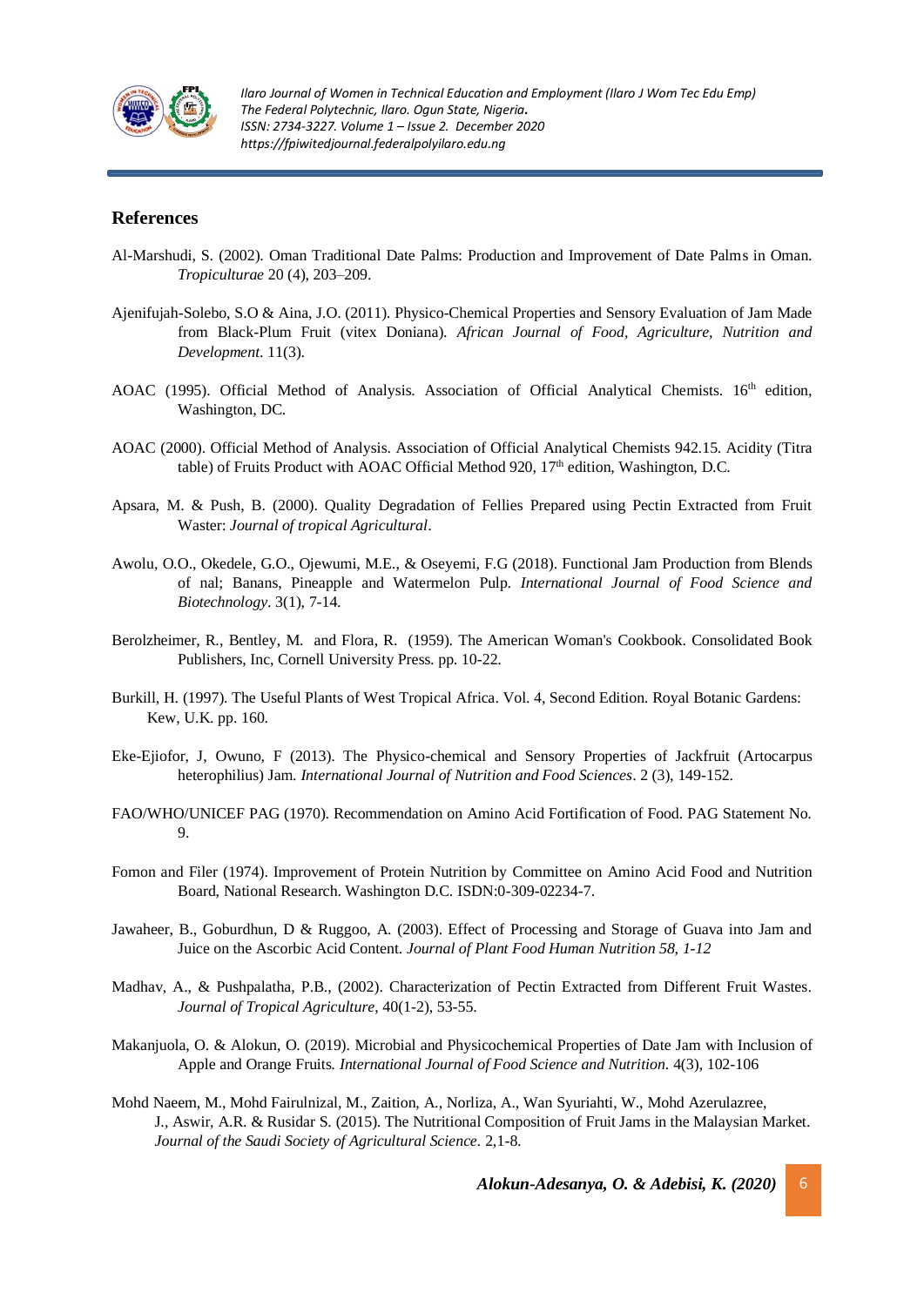## References

Al-Marshudi, S. (2002). Oman Traditional Date Palms: Production and Improvement of Date Palms in Oman. *Tropiculturae* 20 (4), 203–209.

Ajenifujah-Solebo, S.O & Aina, J.O. (2011). Physico-Chemical Properties and Sensory Evaluation of Jam Made from Black-Plum Fruit (vitex Doniana). *African Journal of Food, Agriculture, Nutrition and Development*. 11(3).

AOAC (1995). Official Method of Analysis. Association of Official Analytical Chemists. 16th edition, Washington, DC.

AOAC (2000). Official Method of Analysis. Association of Official Analytical Chemists 942.15. Acidity (Titra table) of Fruits Product with AOAC Official Method 920, 17th edition, Washington, D.C.

Apsara, M. & Push, B. (2000). Quality Degradation of Fellies Prepared using Pectin Extracted from Fruit Waster: *Journal of tropical Agricultural*.

Awolu, O.O., Okedele, G.O., Ojewumi, M.E., & Oseyemi, F.G (2018). Functional Jam Production from Blends of nal; Banans, Pineapple and Watermelon Pulp. *International Journal of Food Science and Biotechnology*. 3(1), 7-14.

Berolzheimer, R., Bentley, M. and Flora, R. (1959). The American Woman's Cookbook. Consolidated Book Publishers, Inc, Cornell University Press. pp. 10-22.

Burkill, H. (1997). The Useful Plants of West Tropical Africa. Vol. 4, Second Edition. Royal Botanic Gardens: Kew, U.K. pp. 160.

Eke-Ejiofor, J, Owuno, F (2013). The Physico-chemical and Sensory Properties of Jackfruit (Artocarpus heterophilius) Jam. *International Journal of Nutrition and Food Sciences*. 2 (3), 149-152.

FAO/WHO/UNICEF PAG (1970). Recommendation on Amino Acid Fortification of Food. PAG Statement No. 9.

Fomon and Filer (1974). Improvement of Protein Nutrition by Committee on Amino Acid Food and Nutrition Board, National Research. Washington D.C. ISDN:0-309-02234-7.

Jawaheer, B., Goburdhun, D & Ruggoo, A. (2003). Effect of Processing and Storage of Guava into Jam and Juice on the Ascorbic Acid Content. *Journal of Plant Food Human Nutrition 58, 1-12*

Madhav, A., & Pushpalatha, P.B., (2002). Characterization of Pectin Extracted from Different Fruit Wastes. *Journal of Tropical Agriculture*, 40(1-2), 53-55.

Makanjuola, O. & Alokun, O. (2019). Microbial and Physicochemical Properties of Date Jam with Inclusion of Apple and Orange Fruits. *International Journal of Food Science and Nutrition*. 4(3), 102-106

Mohd Naeem, M., Mohd Fairulnizal, M., Zaition, A., Norliza, A., Wan Syuriahti, W., Mohd Azerulazree, J., Aswir, A.R. & Rusidar S. (2015). The Nutritional Composition of Fruit Jams in the Malaysian Market. *Journal of the Saudi Society of Agricultural Science*. 2,1-8.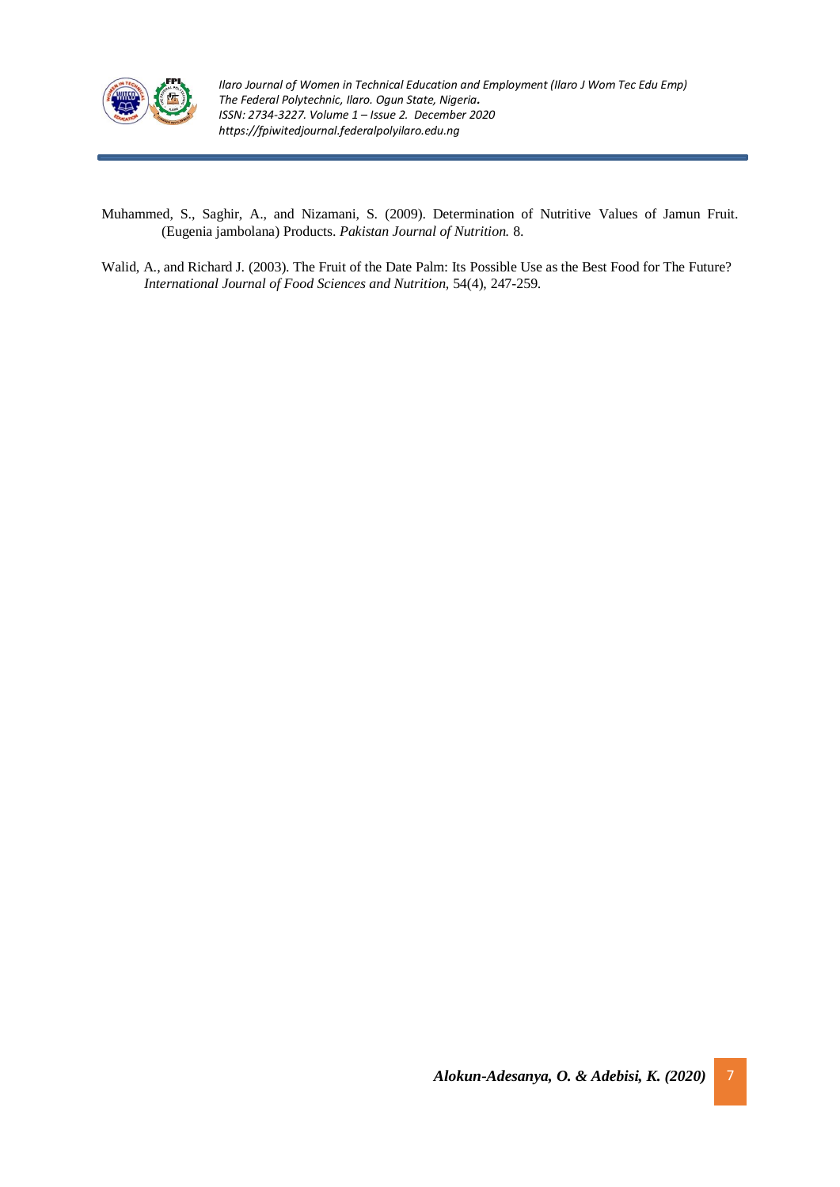Muhammed, S., Saghir, A., and Nizamani, S. (2009). Determination of Nutritive Values of Jamun Fruit. (Eugenia jambolana) Products. *Pakistan Journal of Nutrition.* 8.

Walid, A., and Richard J. (2003). The Fruit of the Date Palm: Its Possible Use as the Best Food for The Future? *International Journal of Food Sciences and Nutrition,* 54(4), 247-259.